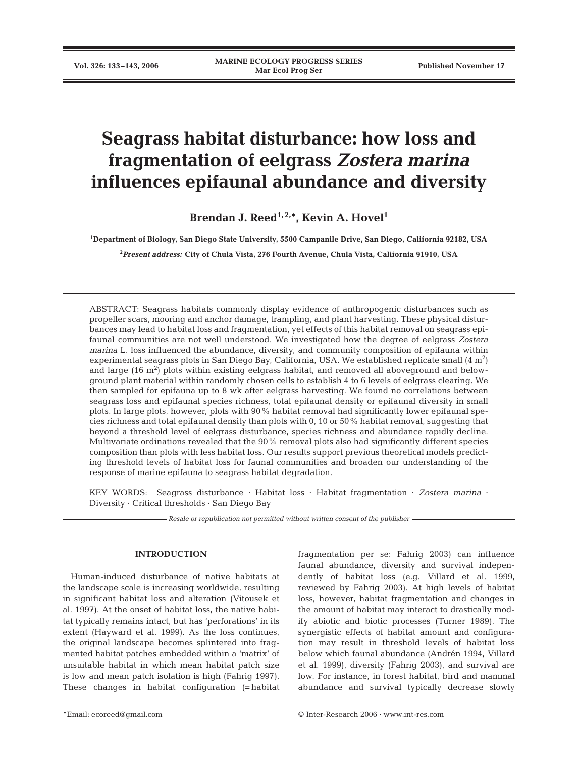# Seagrass habitat disturbance: how loss and fragmentation of eelgrass *Zostera marina* influences epifaunal abundance and diversity

**Brendan J. Reed[1,2,*], Kevin A. Hovel[1]**

[1]Department of Biology, San Diego State University, 5500 Campanile Drive, San Diego, California 92182, USA

[2]*Present address:* City of Chula Vista, 276 Fourth Avenue, Chula Vista, California 91910, USA

ABSTRACT: Seagrass habitats commonly display evidence of anthropogenic disturbances such as propeller scars, mooring and anchor damage, trampling, and plant harvesting. These physical disturbances may lead to habitat loss and fragmentation, yet effects of this habitat removal on seagrass epifaunal communities are not well understood. We investigated how the degree of eelgrass *Zostera marina* L. loss influenced the abundance, diversity, and community composition of epifauna within experimental seagrass plots in San Diego Bay, California, USA. We established replicate small (4 $m^2$) and large (16 $m^2$) plots within existing eelgrass habitat, and removed all aboveground and belowground plant material within randomly chosen cells to establish 4 to 6 levels of eelgrass clearing. We then sampled for epifauna up to 8 wk after eelgrass harvesting. We found no correlations between seagrass loss and epifaunal species richness, total epifaunal density or epifaunal diversity in small plots. In large plots, however, plots with 90% habitat removal had significantly lower epifaunal species richness and total epifaunal density than plots with 0, 10 or 50% habitat removal, suggesting that beyond a threshold level of eelgrass disturbance, species richness and abundance rapidly decline. Multivariate ordinations revealed that the 90% removal plots also had significantly different species composition than plots with less habitat loss. Our results support previous theoretical models predicting threshold levels of habitat loss for faunal communities and broaden our understanding of the response of marine epifauna to seagrass habitat degradation.

KEY WORDS: Seagrass disturbance · Habitat loss · Habitat fragmentation · *Zostera marina* · Diversity · Critical thresholds · San Diego Bay

*Resale or republication not permitted without written consent of the publisher*

## INTRODUCTION

Human-induced disturbance of native habitats at the landscape scale is increasing worldwide, resulting in significant habitat loss and alteration (Vitousek et al. 1997). At the onset of habitat loss, the native habitat typically remains intact, but has 'perforations' in its extent (Hayward et al. 1999). As the loss continues, the original landscape becomes splintered into fragmented habitat patches embedded within a 'matrix' of unsuitable habitat in which mean habitat patch size is low and mean patch isolation is high (Fahrig 1997). These changes in habitat configuration (= habitat fragmentation per se: Fahrig 2003) can influence faunal abundance, diversity and survival independently of habitat loss (e.g. Villard et al. 1999, reviewed by Fahrig 2003). At high levels of habitat loss, however, habitat fragmentation and changes in the amount of habitat may interact to drastically modify abiotic and biotic processes (Turner 1989). The synergistic effects of habitat amount and configuration may result in threshold levels of habitat loss below which faunal abundance (Andrén 1994, Villard et al. 1999), diversity (Fahrig 2003), and survival are low. For instance, in forest habitat, bird and mammal abundance and survival typically decrease slowly

*Email: ecoreed@gmail.com

© Inter-Research 2006 · www.int-res.com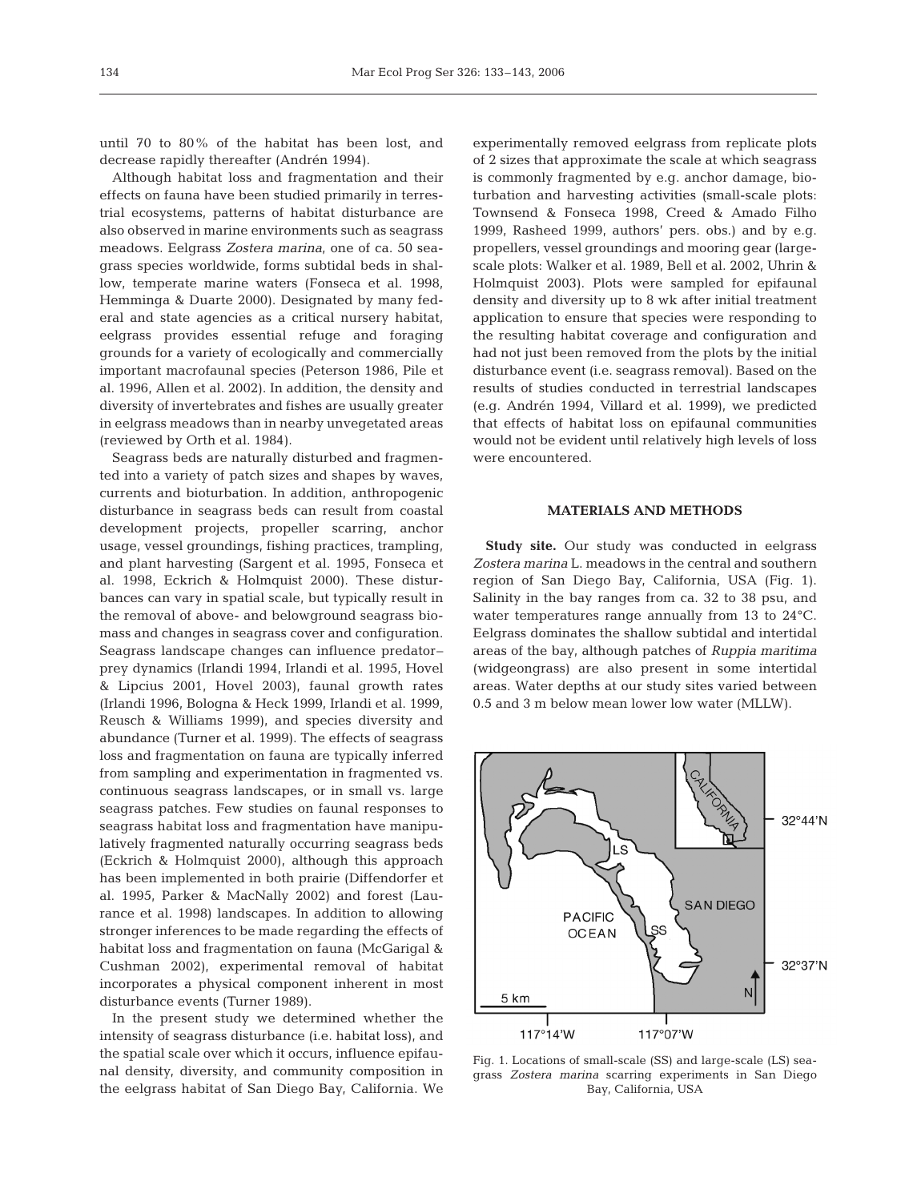until 70 to 80% of the habitat has been lost, and decrease rapidly thereafter (Andrén 1994).

Although habitat loss and fragmentation and their effects on fauna have been studied primarily in terrestrial ecosystems, patterns of habitat disturbance are also observed in marine environments such as seagrass meadows. Eelgrass *Zostera marina*, one of ca. 50 seagrass species worldwide, forms subtidal beds in shallow, temperate marine waters (Fonseca et al. 1998, Hemminga & Duarte 2000). Designated by many federal and state agencies as a critical nursery habitat, eelgrass provides essential refuge and foraging grounds for a variety of ecologically and commercially important macrofaunal species (Peterson 1986, Pile et al. 1996, Allen et al. 2002). In addition, the density and diversity of invertebrates and fishes are usually greater in eelgrass meadows than in nearby unvegetated areas (reviewed by Orth et al. 1984).

Seagrass beds are naturally disturbed and fragmented into a variety of patch sizes and shapes by waves, currents and bioturbation. In addition, anthropogenic disturbance in seagrass beds can result from coastal development projects, propeller scarring, anchor usage, vessel groundings, fishing practices, trampling, and plant harvesting (Sargent et al. 1995, Fonseca et al. 1998, Eckrich & Holmquist 2000). These disturbances can vary in spatial scale, but typically result in the removal of above- and belowground seagrass biomass and changes in seagrass cover and configuration. Seagrass landscape changes can influence predator–prey dynamics (Irlandi 1994, Irlandi et al. 1995, Hovel & Lipcius 2001, Hovel 2003), faunal growth rates (Irlandi 1996, Bologna & Heck 1999, Irlandi et al. 1999, Reusch & Williams 1999), and species diversity and abundance (Turner et al. 1999). The effects of seagrass loss and fragmentation on fauna are typically inferred from sampling and experimentation in fragmented vs. continuous seagrass landscapes, or in small vs. large seagrass patches. Few studies on faunal responses to seagrass habitat loss and fragmentation have manipulatively fragmented naturally occurring seagrass beds (Eckrich & Holmquist 2000), although this approach has been implemented in both prairie (Diffendorfer et al. 1995, Parker & MacNally 2002) and forest (Laurance et al. 1998) landscapes. In addition to allowing stronger inferences to be made regarding the effects of habitat loss and fragmentation on fauna (McGarigal & Cushman 2002), experimental removal of habitat incorporates a physical component inherent in most disturbance events (Turner 1989).

In the present study we determined whether the intensity of seagrass disturbance (i.e. habitat loss), and the spatial scale over which it occurs, influence epifaunal density, diversity, and community composition in the eelgrass habitat of San Diego Bay, California. We experimentally removed eelgrass from replicate plots of 2 sizes that approximate the scale at which seagrass is commonly fragmented by e.g. anchor damage, bioturbation and harvesting activities (small-scale plots: Townsend & Fonseca 1998, Creed & Amado Filho 1999, Rasheed 1999, authors' pers. obs.) and by e.g. propellers, vessel groundings and mooring gear (large-scale plots: Walker et al. 1989, Bell et al. 2002, Uhrin & Holmquist 2003). Plots were sampled for epifaunal density and diversity up to 8 wk after initial treatment application to ensure that species were responding to the resulting habitat coverage and configuration and had not just been removed from the plots by the initial disturbance event (i.e. seagrass removal). Based on the results of studies conducted in terrestrial landscapes (e.g. Andrén 1994, Villard et al. 1999), we predicted that effects of habitat loss on epifaunal communities would not be evident until relatively high levels of loss were encountered.

## MATERIALS AND METHODS

**Study site.** Our study was conducted in eelgrass *Zostera marina* L. meadows in the central and southern region of San Diego Bay, California, USA (Fig. 1). Salinity in the bay ranges from ca. 32 to 38 psu, and water temperatures range annually from 13 to 24°C. Eelgrass dominates the shallow subtidal and intertidal areas of the bay, although patches of *Ruppia maritima* (widgeongrass) are also present in some intertidal areas. Water depths at our study sites varied between 0.5 and 3 m below mean lower low water (MLLW).

Fig. 1. Locations of small-scale (SS) and large-scale (LS) seagrass *Zostera marina* scarring experiments in San Diego Bay, California, USA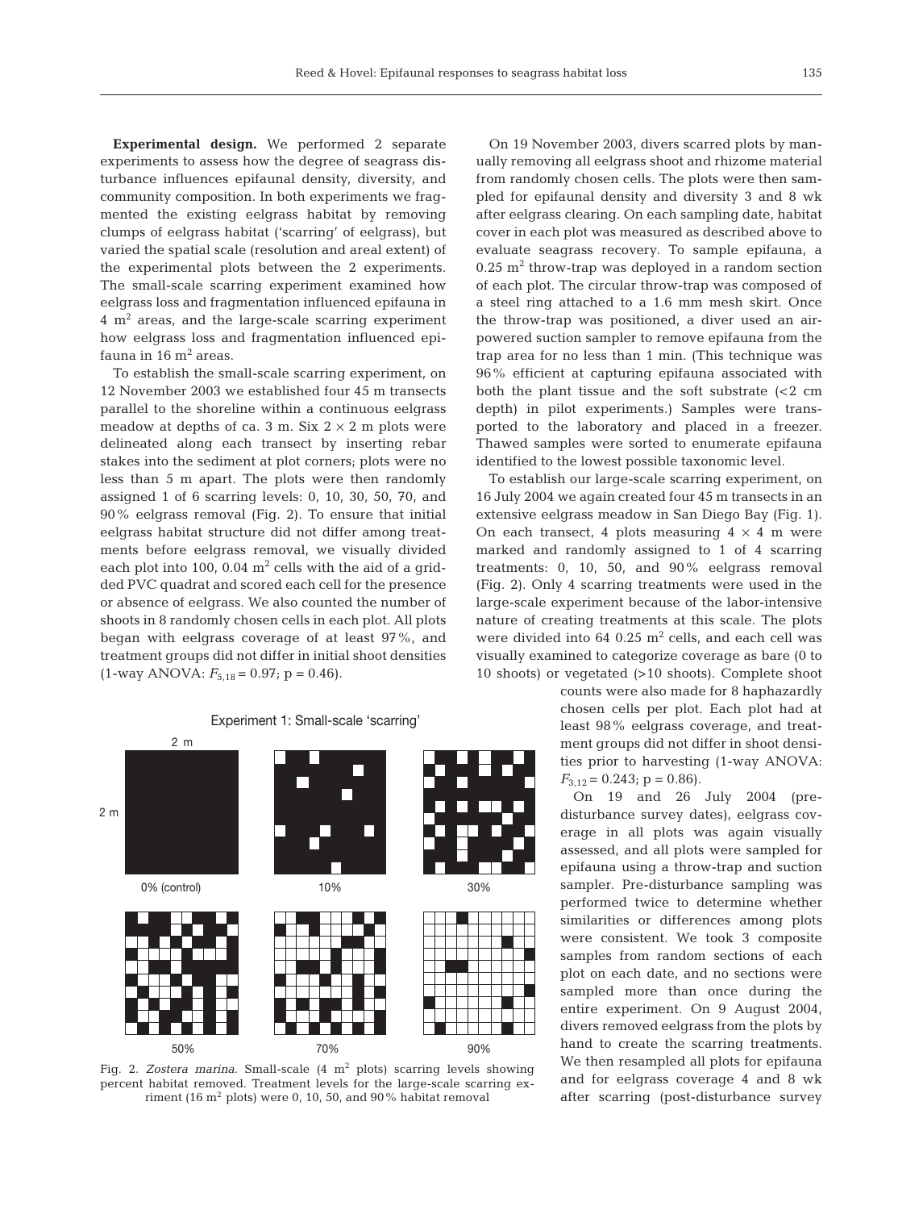**Experimental design.** We performed 2 separate experiments to assess how the degree of seagrass disturbance influences epifaunal density, diversity, and community composition. In both experiments we fragmented the existing eelgrass habitat by removing clumps of eelgrass habitat ('scarring' of eelgrass), but varied the spatial scale (resolution and areal extent) of the experimental plots between the 2 experiments. The small-scale scarring experiment examined how eelgrass loss and fragmentation influenced epifauna in 4 $m^2$ areas, and the large-scale scarring experiment how eelgrass loss and fragmentation influenced epifauna in 16 $m^2$ areas.

To establish the small-scale scarring experiment, on 12 November 2003 we established four 45 m transects parallel to the shoreline within a continuous eelgrass meadow at depths of ca. 3 m. Six $2 \times 2$ m plots were delineated along each transect by inserting rebar stakes into the sediment at plot corners; plots were no less than 5 m apart. The plots were then randomly assigned 1 of 6 scarring levels: 0, 10, 30, 50, 70, and 90% eelgrass removal (Fig. 2). To ensure that initial eelgrass habitat structure did not differ among treatments before eelgrass removal, we visually divided each plot into 100, 0.04 $m^2$ cells with the aid of a gridded PVC quadrat and scored each cell for the presence or absence of eelgrass. We also counted the number of shoots in 8 randomly chosen cells in each plot. All plots began with eelgrass coverage of at least 97%, and treatment groups did not differ in initial shoot densities (1-way ANOVA: $F_{5,18} = 0.97$; p = 0.46).

Experiment 1: Small-scale 'scarring'

Fig. 2. *Zostera marina*. Small-scale (4 $m^2$ plots) scarring levels showing percent habitat removed. Treatment levels for the large-scale scarring experiment (16 $m^2$ plots) were 0, 10, 50, and 90% habitat removal

On 19 November 2003, divers scarred plots by manually removing all eelgrass shoot and rhizome material from randomly chosen cells. The plots were then sampled for epifaunal density and diversity 3 and 8 wk after eelgrass clearing. On each sampling date, habitat cover in each plot was measured as described above to evaluate seagrass recovery. To sample epifauna, a 0.25 $m^2$ throw-trap was deployed in a random section of each plot. The circular throw-trap was composed of a steel ring attached to a 1.6 mm mesh skirt. Once the throw-trap was positioned, a diver used an air-powered suction sampler to remove epifauna from the trap area for no less than 1 min. (This technique was 96% efficient at capturing epifauna associated with both the plant tissue and the soft substrate (<2 cm depth) in pilot experiments.) Samples were transported to the laboratory and placed in a freezer. Thawed samples were sorted to enumerate epifauna identified to the lowest possible taxonomic level.

To establish our large-scale scarring experiment, on 16 July 2004 we again created four 45 m transects in an extensive eelgrass meadow in San Diego Bay (Fig. 1). On each transect, 4 plots measuring $4 \times 4$ m were marked and randomly assigned to 1 of 4 scarring treatments: 0, 10, 50, and 90% eelgrass removal (Fig. 2). Only 4 scarring treatments were used in the large-scale experiment because of the labor-intensive nature of creating treatments at this scale. The plots were divided into 64 0.25 $m^2$ cells, and each cell was visually examined to categorize coverage as bare (0 to 10 shoots) or vegetated (>10 shoots). Complete shoot counts were also made for 8 haphazardly chosen cells per plot. Each plot had at least 98% eelgrass coverage, and treatment groups did not differ in shoot densities prior to harvesting (1-way ANOVA: $F_{3,12} = 0.243$; p = 0.86).

On 19 and 26 July 2004 (pre-disturbance survey dates), eelgrass coverage in all plots was again visually assessed, and all plots were sampled for epifauna using a throw-trap and suction sampler. Pre-disturbance sampling was performed twice to determine whether similarities or differences among plots were consistent. We took 3 composite samples from random sections of each plot on each date, and no sections were sampled more than once during the entire experiment. On 9 August 2004, divers removed eelgrass from the plots by hand to create the scarring treatments. We then resampled all plots for epifauna and for eelgrass coverage 4 and 8 wk after scarring (post-disturbance survey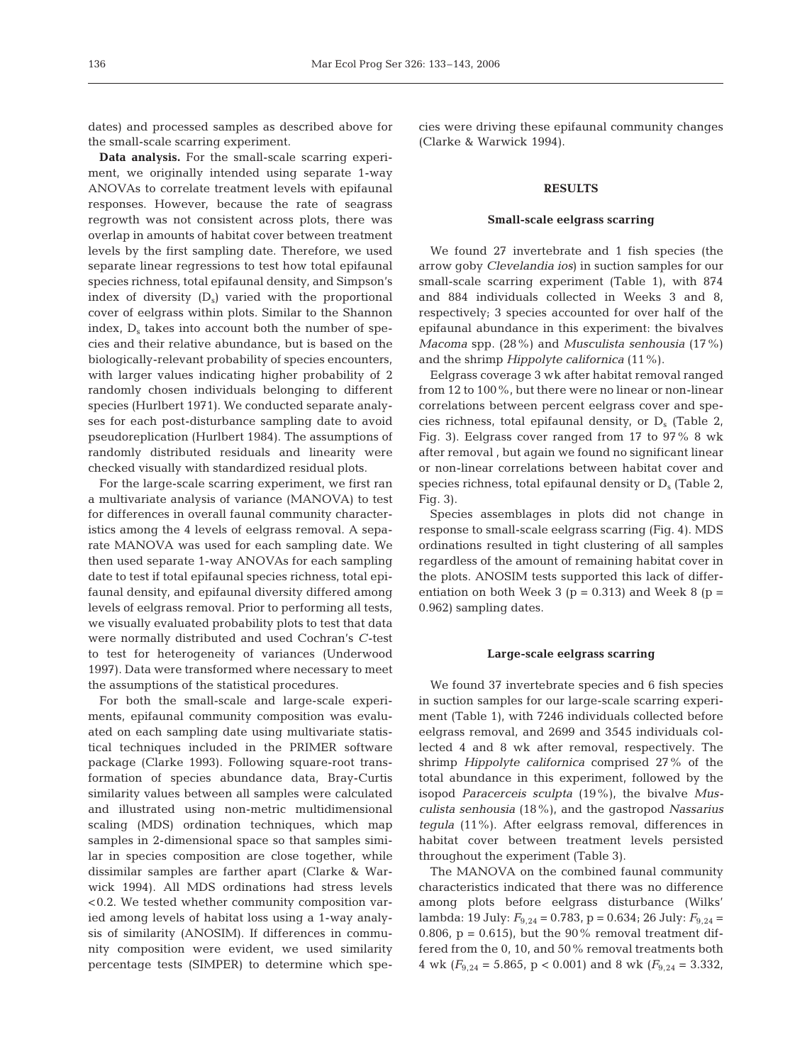dates) and processed samples as described above for the small-scale scarring experiment.

**Data analysis.** For the small-scale scarring experiment, we originally intended using separate 1-way ANOVAs to correlate treatment levels with epifaunal responses. However, because the rate of seagrass regrowth was not consistent across plots, there was overlap in amounts of habitat cover between treatment levels by the first sampling date. Therefore, we used separate linear regressions to test how total epifaunal species richness, total epifaunal density, and Simpson's index of diversity ($D_s$) varied with the proportional cover of eelgrass within plots. Similar to the Shannon index, $D_s$ takes into account both the number of species and their relative abundance, but is based on the biologically-relevant probability of species encounters, with larger values indicating higher probability of 2 randomly chosen individuals belonging to different species (Hurlbert 1971). We conducted separate analyses for each post-disturbance sampling date to avoid pseudoreplication (Hurlbert 1984). The assumptions of randomly distributed residuals and linearity were checked visually with standardized residual plots.

For the large-scale scarring experiment, we first ran a multivariate analysis of variance (MANOVA) to test for differences in overall faunal community characteristics among the 4 levels of eelgrass removal. A separate MANOVA was used for each sampling date. We then used separate 1-way ANOVAs for each sampling date to test if total epifaunal species richness, total epifaunal density, and epifaunal diversity differed among levels of eelgrass removal. Prior to performing all tests, we visually evaluated probability plots to test that data were normally distributed and used Cochran's *C*-test to test for heterogeneity of variances (Underwood 1997). Data were transformed where necessary to meet the assumptions of the statistical procedures.

For both the small-scale and large-scale experiments, epifaunal community composition was evaluated on each sampling date using multivariate statistical techniques included in the PRIMER software package (Clarke 1993). Following square-root transformation of species abundance data, Bray-Curtis similarity values between all samples were calculated and illustrated using non-metric multidimensional scaling (MDS) ordination techniques, which map samples in 2-dimensional space so that samples similar in species composition are close together, while dissimilar samples are farther apart (Clarke & Warwick 1994). All MDS ordinations had stress levels <0.2. We tested whether community composition varied among levels of habitat loss using a 1-way analysis of similarity (ANOSIM). If differences in community composition were evident, we used similarity percentage tests (SIMPER) to determine which species were driving these epifaunal community changes (Clarke & Warwick 1994).

## RESULTS

### Small-scale eelgrass scarring

We found 27 invertebrate and 1 fish species (the arrow goby *Clevelandia ios*) in suction samples for our small-scale scarring experiment (Table 1), with 874 and 884 individuals collected in Weeks 3 and 8, respectively; 3 species accounted for over half of the epifaunal abundance in this experiment: the bivalves *Macoma* spp. (28%) and *Musculista senhousia* (17%) and the shrimp *Hippolyte californica* (11%).

Eelgrass coverage 3 wk after habitat removal ranged from 12 to 100%, but there were no linear or non-linear correlations between percent eelgrass cover and species richness, total epifaunal density, or $D_s$ (Table 2, Fig. 3). Eelgrass cover ranged from 17 to 97% 8 wk after removal , but again we found no significant linear or non-linear correlations between habitat cover and species richness, total epifaunal density or $D_s$ (Table 2, Fig. 3).

Species assemblages in plots did not change in response to small-scale eelgrass scarring (Fig. 4). MDS ordinations resulted in tight clustering of all samples regardless of the amount of remaining habitat cover in the plots. ANOSIM tests supported this lack of differentiation on both Week 3 ($p = 0.313$) and Week 8 ($p = 0.962$) sampling dates.

### Large-scale eelgrass scarring

We found 37 invertebrate species and 6 fish species in suction samples for our large-scale scarring experiment (Table 1), with 7246 individuals collected before eelgrass removal, and 2699 and 3545 individuals collected 4 and 8 wk after removal, respectively. The shrimp *Hippolyte californica* comprised 27% of the total abundance in this experiment, followed by the isopod *Paracerceis sculpta* (19%), the bivalve *Musculista senhousia* (18%), and the gastropod *Nassarius tegula* (11%). After eelgrass removal, differences in habitat cover between treatment levels persisted throughout the experiment (Table 3).

The MANOVA on the combined faunal community characteristics indicated that there was no difference among plots before eelgrass disturbance (Wilks' lambda: 19 July: $F_{9,24} = 0.783$, $p = 0.634$; 26 July: $F_{9,24} = 0.806$, $p = 0.615$), but the 90% removal treatment differed from the 0, 10, and 50% removal treatments both 4 wk ($F_{9,24} = 5.865$, $p < 0.001$) and 8 wk ($F_{9,24} = 3.332$,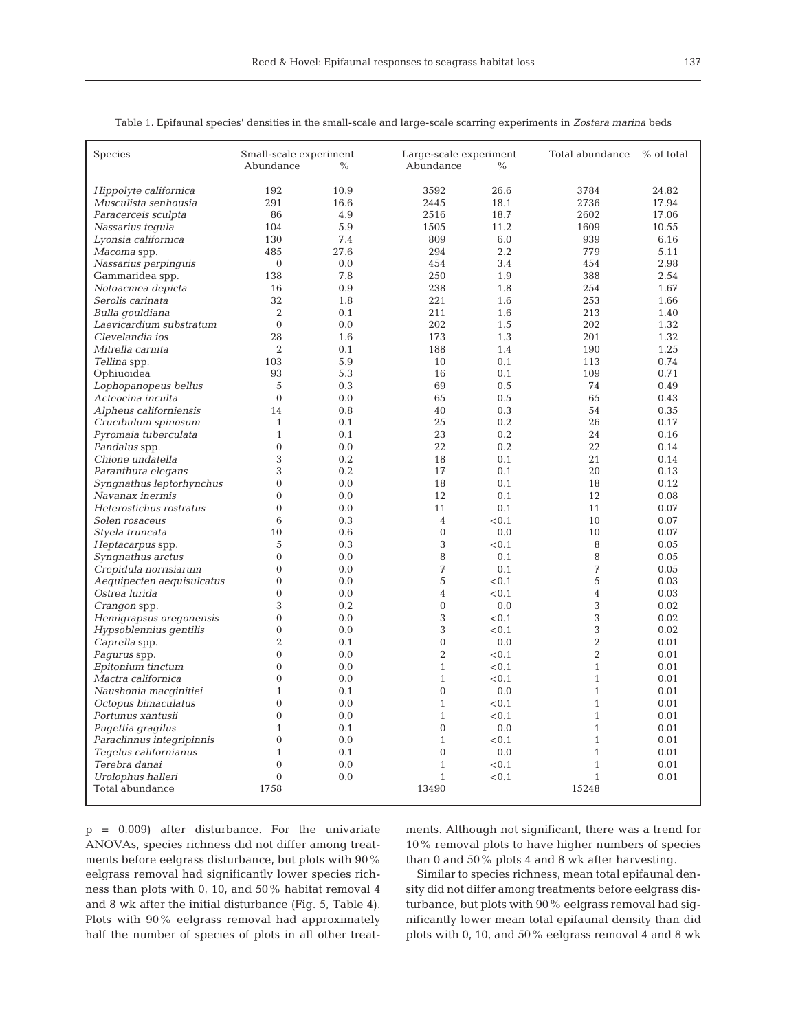Table 1. Epifaunal species' densities in the small-scale and large-scale scarring experiments in *Zostera marina* beds

| Species | Small-scale experiment | | Large-scale experiment | | Total abundance | % of total |
|---|---|---|---|---|---|---|
| | Abundance | % | Abundance | % | | |
| *Hippolyte californica* | 192 | 10.9 | 3592 | 26.6 | 3784 | 24.82 |
| *Musculista senhousia* | 291 | 16.6 | 2445 | 18.1 | 2736 | 17.94 |
| *Paracerceis sculpta* | 86 | 4.9 | 2516 | 18.7 | 2602 | 17.06 |
| *Nassarius tegula* | 104 | 5.9 | 1505 | 11.2 | 1609 | 10.55 |
| *Lyonsia californica* | 130 | 7.4 | 809 | 6.0 | 939 | 6.16 |
| *Macoma* spp. | 485 | 27.6 | 294 | 2.2 | 779 | 5.11 |
| *Nassarius perpinguis* | 0 | 0.0 | 454 | 3.4 | 454 | 2.98 |
| Gammaridea spp. | 138 | 7.8 | 250 | 1.9 | 388 | 2.54 |
| *Notoacmea depicta* | 16 | 0.9 | 238 | 1.8 | 254 | 1.67 |
| *Serolis carinata* | 32 | 1.8 | 221 | 1.6 | 253 | 1.66 |
| *Bulla gouldiana* | 2 | 0.1 | 211 | 1.6 | 213 | 1.40 |
| *Laevicardium substratum* | 0 | 0.0 | 202 | 1.5 | 202 | 1.32 |
| *Clevelandia ios* | 28 | 1.6 | 173 | 1.3 | 201 | 1.32 |
| *Mitrella carnita* | 2 | 0.1 | 188 | 1.4 | 190 | 1.25 |
| *Tellina* spp. | 103 | 5.9 | 10 | 0.1 | 113 | 0.74 |
| Ophiuoidea | 93 | 5.3 | 16 | 0.1 | 109 | 0.71 |
| *Lophopanopeus bellus* | 5 | 0.3 | 69 | 0.5 | 74 | 0.49 |
| *Acteocina inculta* | 0 | 0.0 | 65 | 0.5 | 65 | 0.43 |
| *Alpheus californiensis* | 14 | 0.8 | 40 | 0.3 | 54 | 0.35 |
| *Crucibulum spinosum* | 1 | 0.1 | 25 | 0.2 | 26 | 0.17 |
| *Pyromaia tuberculata* | 1 | 0.1 | 23 | 0.2 | 24 | 0.16 |
| *Pandalus* spp. | 0 | 0.0 | 22 | 0.2 | 22 | 0.14 |
| *Chione undatella* | 3 | 0.2 | 18 | 0.1 | 21 | 0.14 |
| *Paranthura elegans* | 3 | 0.2 | 17 | 0.1 | 20 | 0.13 |
| *Syngnathus leptorhynchus* | 0 | 0.0 | 18 | 0.1 | 18 | 0.12 |
| *Navanax inermis* | 0 | 0.0 | 12 | 0.1 | 12 | 0.08 |
| *Heterostichus rostratus* | 0 | 0.0 | 11 | 0.1 | 11 | 0.07 |
| *Solen rosaceus* | 6 | 0.3 | 4 | <0.1 | 10 | 0.07 |
| *Styela truncata* | 10 | 0.6 | 0 | 0.0 | 10 | 0.07 |
| *Heptacarpus* spp. | 5 | 0.3 | 3 | <0.1 | 8 | 0.05 |
| *Syngnathus arctus* | 0 | 0.0 | 8 | 0.1 | 8 | 0.05 |
| *Crepidula norrisiarum* | 0 | 0.0 | 7 | 0.1 | 7 | 0.05 |
| *Aequipecten aequisulcatus* | 0 | 0.0 | 5 | <0.1 | 5 | 0.03 |
| *Ostrea lurida* | 0 | 0.0 | 4 | <0.1 | 4 | 0.03 |
| *Crangon* spp. | 3 | 0.2 | 0 | 0.0 | 3 | 0.02 |
| *Hemigrapsus oregonensis* | 0 | 0.0 | 3 | <0.1 | 3 | 0.02 |
| *Hypsoblennius gentilis* | 0 | 0.0 | 3 | <0.1 | 3 | 0.02 |
| *Caprella* spp. | 2 | 0.1 | 0 | 0.0 | 2 | 0.01 |
| *Pagurus* spp. | 0 | 0.0 | 2 | <0.1 | 2 | 0.01 |
| *Epitonium tinctum* | 0 | 0.0 | 1 | <0.1 | 1 | 0.01 |
| *Mactra californica* | 0 | 0.0 | 1 | <0.1 | 1 | 0.01 |
| *Naushonia macginitiei* | 1 | 0.1 | 0 | 0.0 | 1 | 0.01 |
| *Octopus bimaculatus* | 0 | 0.0 | 1 | <0.1 | 1 | 0.01 |
| *Portunus xantusii* | 0 | 0.0 | 1 | <0.1 | 1 | 0.01 |
| *Pugettia gragilus* | 1 | 0.1 | 0 | 0.0 | 1 | 0.01 |
| *Paraclinnus integripinnis* | 0 | 0.0 | 1 | <0.1 | 1 | 0.01 |
| *Tegelus californianus* | 1 | 0.1 | 0 | 0.0 | 1 | 0.01 |
| *Terebra danai* | 0 | 0.0 | 1 | <0.1 | 1 | 0.01 |
| *Urolophus halleri* | 0 | 0.0 | 1 | <0.1 | 1 | 0.01 |
| Total abundance | 1758 | | 13490 | | 15248 | |

$p = 0.009$) after disturbance. For the univariate ANOVAs, species richness did not differ among treatments before eelgrass disturbance, but plots with 90% eelgrass removal had significantly lower species richness than plots with 0, 10, and 50% habitat removal 4 and 8 wk after the initial disturbance (Fig. 5, Table 4). Plots with 90% eelgrass removal had approximately half the number of species of plots in all other treatments. Although not significant, there was a trend for 10% removal plots to have higher numbers of species than 0 and 50% plots 4 and 8 wk after harvesting.

Similar to species richness, mean total epifaunal density did not differ among treatments before eelgrass disturbance, but plots with 90% eelgrass removal had significantly lower mean total epifaunal density than did plots with 0, 10, and 50% eelgrass removal 4 and 8 wk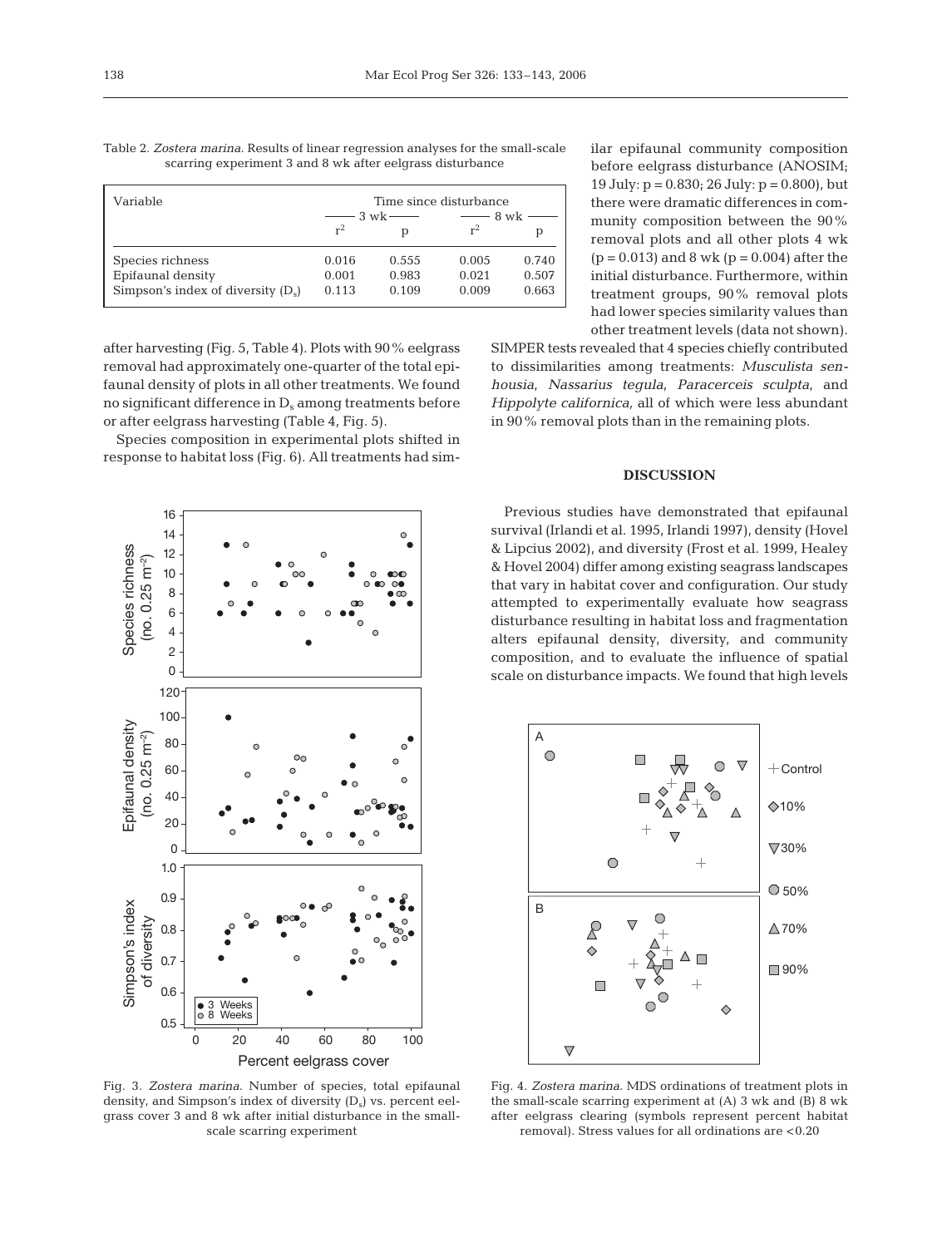Table 2. *Zostera marina.* Results of linear regression analyses for the small-scale scarring experiment 3 and 8 wk after eelgrass disturbance

| Variable | Time since disturbance | | | |
|---|---|---|---|---|
| | 3 wk | | 8 wk | |
| | $r^2$ | p | $r^2$ | p |
| Species richness | 0.016 | 0.555 | 0.005 | 0.740 |
| Epifaunal density | 0.001 | 0.983 | 0.021 | 0.507 |
| Simpson's index of diversity ($D_s$) | 0.113 | 0.109 | 0.009 | 0.663 |

after harvesting (Fig. 5, Table 4). Plots with 90% eelgrass removal had approximately one-quarter of the total epifaunal density of plots in all other treatments. We found no significant difference in $D_s$ among treatments before or after eelgrass harvesting (Table 4, Fig. 5).

Species composition in experimental plots shifted in response to habitat loss (Fig. 6). All treatments had similar epifaunal community composition before eelgrass disturbance (ANOSIM; 19 July: p = 0.830; 26 July: p = 0.800), but there were dramatic differences in community composition between the 90% removal plots and all other plots 4 wk (p = 0.013) and 8 wk (p = 0.004) after the initial disturbance. Furthermore, within treatment groups, 90% removal plots had lower species similarity values than other treatment levels (data not shown). SIMPER tests revealed that 4 species chiefly contributed to dissimilarities among treatments: *Musculista senhousia*, *Nassarius tegula*, *Paracerceis sculpta*, and *Hippolyte californica*, all of which were less abundant in 90% removal plots than in the remaining plots.

Fig. 3. *Zostera marina.* Number of species, total epifaunal density, and Simpson's index of diversity ($D_s$) vs. percent eelgrass cover 3 and 8 wk after initial disturbance in the small-scale scarring experiment

Fig. 4. *Zostera marina.* MDS ordinations of treatment plots in the small-scale scarring experiment at (A) 3 wk and (B) 8 wk after eelgrass clearing (symbols represent percent habitat removal). Stress values for all ordinations are <0.20

## DISCUSSION

Previous studies have demonstrated that epifaunal survival (Irlandi et al. 1995, Irlandi 1997), density (Hovel & Lipcius 2002), and diversity (Frost et al. 1999, Healey & Hovel 2004) differ among existing seagrass landscapes that vary in habitat cover and configuration. Our study attempted to experimentally evaluate how seagrass disturbance resulting in habitat loss and fragmentation alters epifaunal density, diversity, and community composition, and to evaluate the influence of spatial scale on disturbance impacts. We found that high levels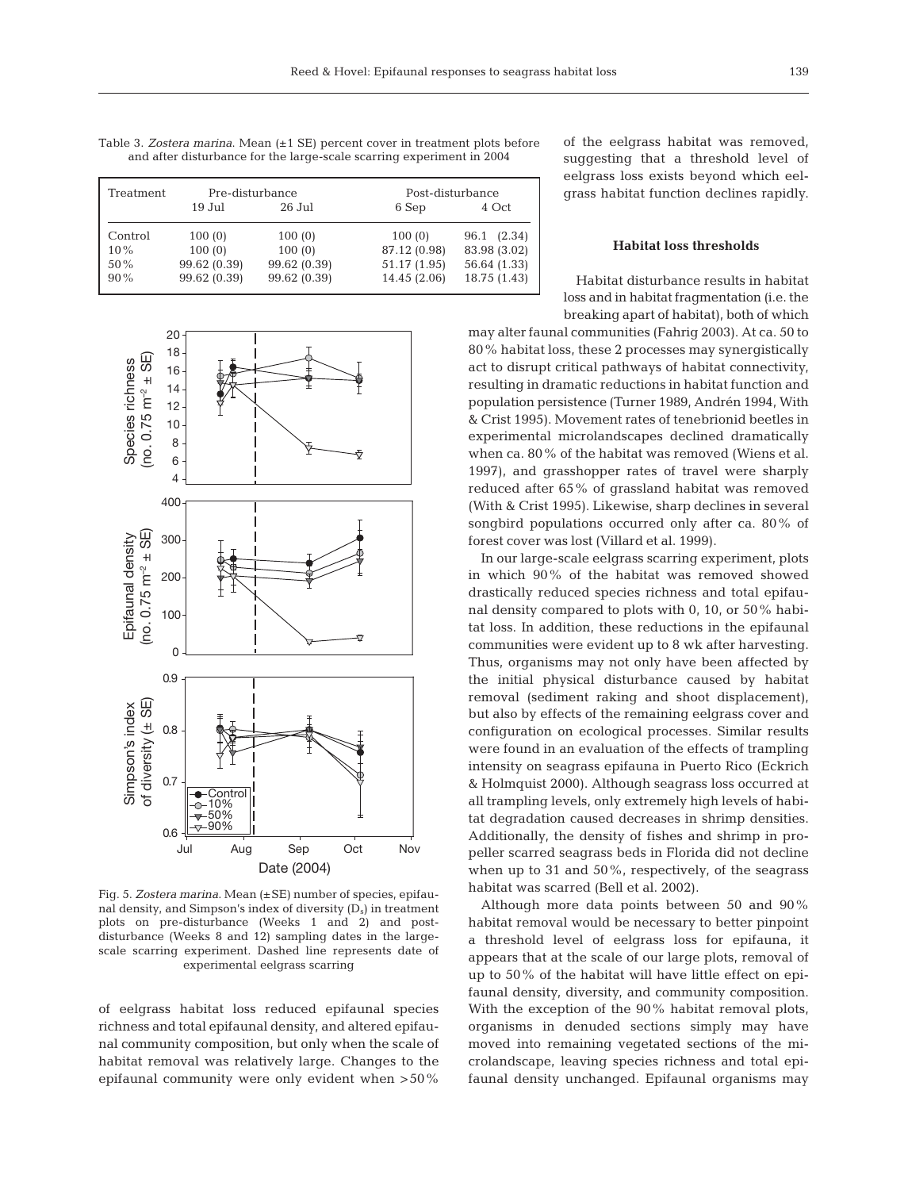Table 3. *Zostera marina.* Mean (±1 SE) percent cover in treatment plots before and after disturbance for the large-scale scarring experiment in 2004

| Treatment | Pre-disturbance | | Post-disturbance | |
|---|---|---|---|---|
| | 19 Jul | 26 Jul | 6 Sep | 4 Oct |
| Control | 100 (0) | 100 (0) | 100 (0) | 96.1 (2.34) |
| 10% | 100 (0) | 100 (0) | 87.12 (0.98) | 83.98 (3.02) |
| 50% | 99.62 (0.39) | 99.62 (0.39) | 51.17 (1.95) | 56.64 (1.33) |
| 90% | 99.62 (0.39) | 99.62 (0.39) | 14.45 (2.06) | 18.75 (1.43) |

Fig. 5. *Zostera marina.* Mean (±SE) number of species, epifaunal density, and Simpson's index of diversity ($D_s$) in treatment plots on pre-disturbance (Weeks 1 and 2) and post-disturbance (Weeks 8 and 12) sampling dates in the large-scale scarring experiment. Dashed line represents date of experimental eelgrass scarring

of eelgrass habitat loss reduced epifaunal species richness and total epifaunal density, and altered epifaunal community composition, but only when the scale of habitat removal was relatively large. Changes to the epifaunal community were only evident when >50% of the eelgrass habitat was removed, suggesting that a threshold level of eelgrass loss exists beyond which eelgrass habitat function declines rapidly.

### Habitat loss thresholds

Habitat disturbance results in habitat loss and in habitat fragmentation (i.e. the breaking apart of habitat), both of which may alter faunal communities (Fahrig 2003). At ca. 50 to 80% habitat loss, these 2 processes may synergistically act to disrupt critical pathways of habitat connectivity, resulting in dramatic reductions in habitat function and population persistence (Turner 1989, Andrén 1994, With & Crist 1995). Movement rates of tenebrionid beetles in experimental microlandscapes declined dramatically when ca. 80% of the habitat was removed (Wiens et al. 1997), and grasshopper rates of travel were sharply reduced after 65% of grassland habitat was removed (With & Crist 1995). Likewise, sharp declines in several songbird populations occurred only after ca. 80% of forest cover was lost (Villard et al. 1999).

In our large-scale eelgrass scarring experiment, plots in which 90% of the habitat was removed showed drastically reduced species richness and total epifaunal density compared to plots with 0, 10, or 50% habitat loss. In addition, these reductions in the epifaunal communities were evident up to 8 wk after harvesting. Thus, organisms may not only have been affected by the initial physical disturbance caused by habitat removal (sediment raking and shoot displacement), but also by effects of the remaining eelgrass cover and configuration on ecological processes. Similar results were found in an evaluation of the effects of trampling intensity on seagrass epifauna in Puerto Rico (Eckrich & Holmquist 2000). Although seagrass loss occurred at all trampling levels, only extremely high levels of habitat degradation caused decreases in shrimp densities. Additionally, the density of fishes and shrimp in propeller scarred seagrass beds in Florida did not decline when up to 31 and 50%, respectively, of the seagrass habitat was scarred (Bell et al. 2002).

Although more data points between 50 and 90% habitat removal would be necessary to better pinpoint a threshold level of eelgrass loss for epifauna, it appears that at the scale of our large plots, removal of up to 50% of the habitat will have little effect on epifaunal density, diversity, and community composition. With the exception of the 90% habitat removal plots, organisms in denuded sections simply may have moved into remaining vegetated sections of the microlandscape, leaving species richness and total epifaunal density unchanged. Epifaunal organisms may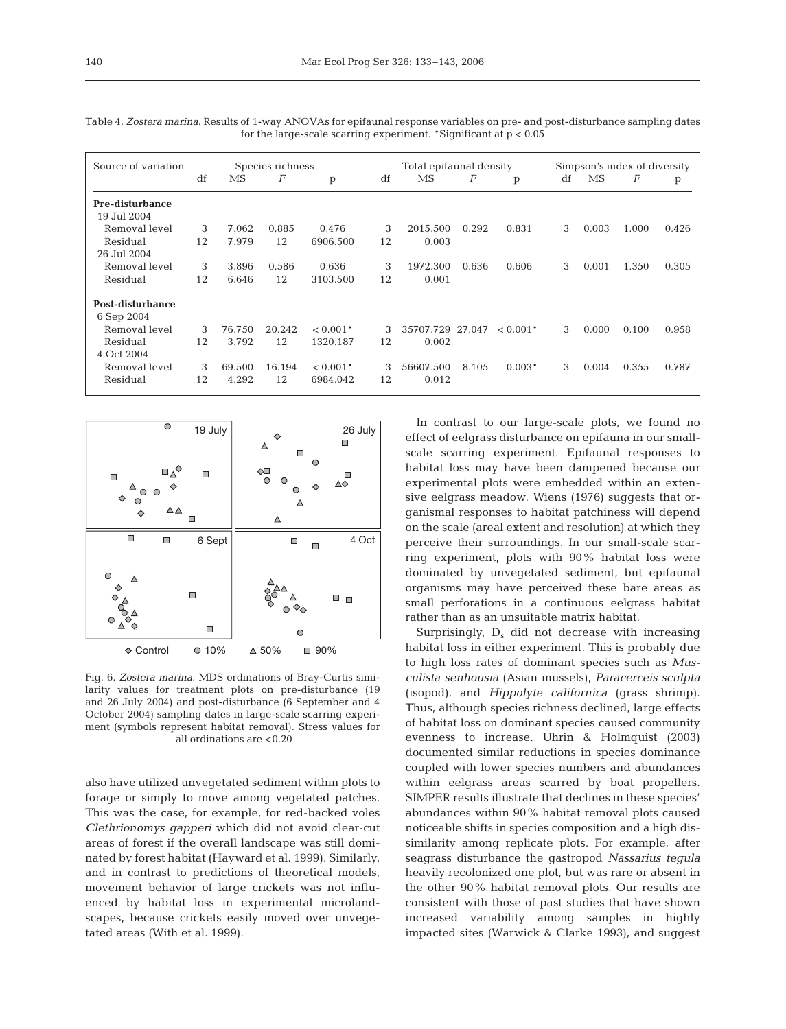Table 4. *Zostera marina.* Results of 1-way ANOVAs for epifaunal response variables on pre- and post-disturbance sampling dates for the large-scale scarring experiment. *Significant at $p < 0.05$

| Source of variation | Species richness | | | | Total epifaunal density | | | | Simpson's index of diversity | | | |
|---|---|---|---|---|---|---|---|---|---|---|---|---|
| | df | MS | *F* | p | df | MS | *F* | p | df | MS | *F* | p |
| **Pre-disturbance** | | | | | | | | | | | | |
| 19 Jul 2004 | | | | | | | | | | | | |
| Removal level | 3 | 7.062 | 0.885 | 0.476 | 3 | 2015.500 | 0.292 | 0.831 | 3 | 0.003 | 1.000 | 0.426 |
| Residual | 12 | 7.979 | 12 | 6906.500 | 12 | 0.003 | | | | | | |
| 26 Jul 2004 | | | | | | | | | | | | |
| Removal level | 3 | 3.896 | 0.586 | 0.636 | 3 | 1972.300 | 0.636 | 0.606 | 3 | 0.001 | 1.350 | 0.305 |
| Residual | 12 | 6.646 | 12 | 3103.500 | 12 | 0.001 | | | | | | |
| **Post-disturbance** | | | | | | | | | | | | |
| 6 Sep 2004 | | | | | | | | | | | | |
| Removal level | 3 | 76.750 | 20.242 | < 0.001* | 3 | 35707.729 | 27.047 | < 0.001* | 3 | 0.000 | 0.100 | 0.958 |
| Residual | 12 | 3.792 | 12 | 1320.187 | 12 | 0.002 | | | | | | |
| 4 Oct 2004 | | | | | | | | | | | | |
| Removal level | 3 | 69.500 | 16.194 | < 0.001* | 3 | 56607.500 | 8.105 | 0.003* | 3 | 0.004 | 0.355 | 0.787 |
| Residual | 12 | 4.292 | 12 | 6984.042 | 12 | 0.012 | | | | | | |

Fig. 6. *Zostera marina.* MDS ordinations of Bray-Curtis similarity values for treatment plots on pre-disturbance (19 and 26 July 2004) and post-disturbance (6 September and 4 October 2004) sampling dates in large-scale scarring experiment (symbols represent habitat removal). Stress values for all ordinations are <0.20

also have utilized unvegetated sediment within plots to forage or simply to move among vegetated patches. This was the case, for example, for red-backed voles *Clethrionomys gapperi* which did not avoid clear-cut areas of forest if the overall landscape was still dominated by forest habitat (Hayward et al. 1999). Similarly, and in contrast to predictions of theoretical models, movement behavior of large crickets was not influenced by habitat loss in experimental microlandscapes, because crickets easily moved over unvegetated areas (With et al. 1999).

In contrast to our large-scale plots, we found no effect of eelgrass disturbance on epifauna in our small-scale scarring experiment. Epifaunal responses to habitat loss may have been dampened because our experimental plots were embedded within an extensive eelgrass meadow. Wiens (1976) suggests that organismal responses to habitat patchiness will depend on the scale (areal extent and resolution) at which they perceive their surroundings. In our small-scale scarring experiment, plots with 90% habitat loss were dominated by unvegetated sediment, but epifaunal organisms may have perceived these bare areas as small perforations in a continuous eelgrass habitat rather than as an unsuitable matrix habitat.

Surprisingly, $D_s$ did not decrease with increasing habitat loss in either experiment. This is probably due to high loss rates of dominant species such as *Musculista senhousia* (Asian mussels), *Paracerceis sculpta* (isopod), and *Hippolyte californica* (grass shrimp). Thus, although species richness declined, large effects of habitat loss on dominant species caused community evenness to increase. Uhrin & Holmquist (2003) documented similar reductions in species dominance coupled with lower species numbers and abundances within eelgrass areas scarred by boat propellers. SIMPER results illustrate that declines in these species' abundances within 90% habitat removal plots caused noticeable shifts in species composition and a high dissimilarity among replicate plots. For example, after seagrass disturbance the gastropod *Nassarius tegula* heavily recolonized one plot, but was rare or absent in the other 90% habitat removal plots. Our results are consistent with those of past studies that have shown increased variability among samples in highly impacted sites (Warwick & Clarke 1993), and suggest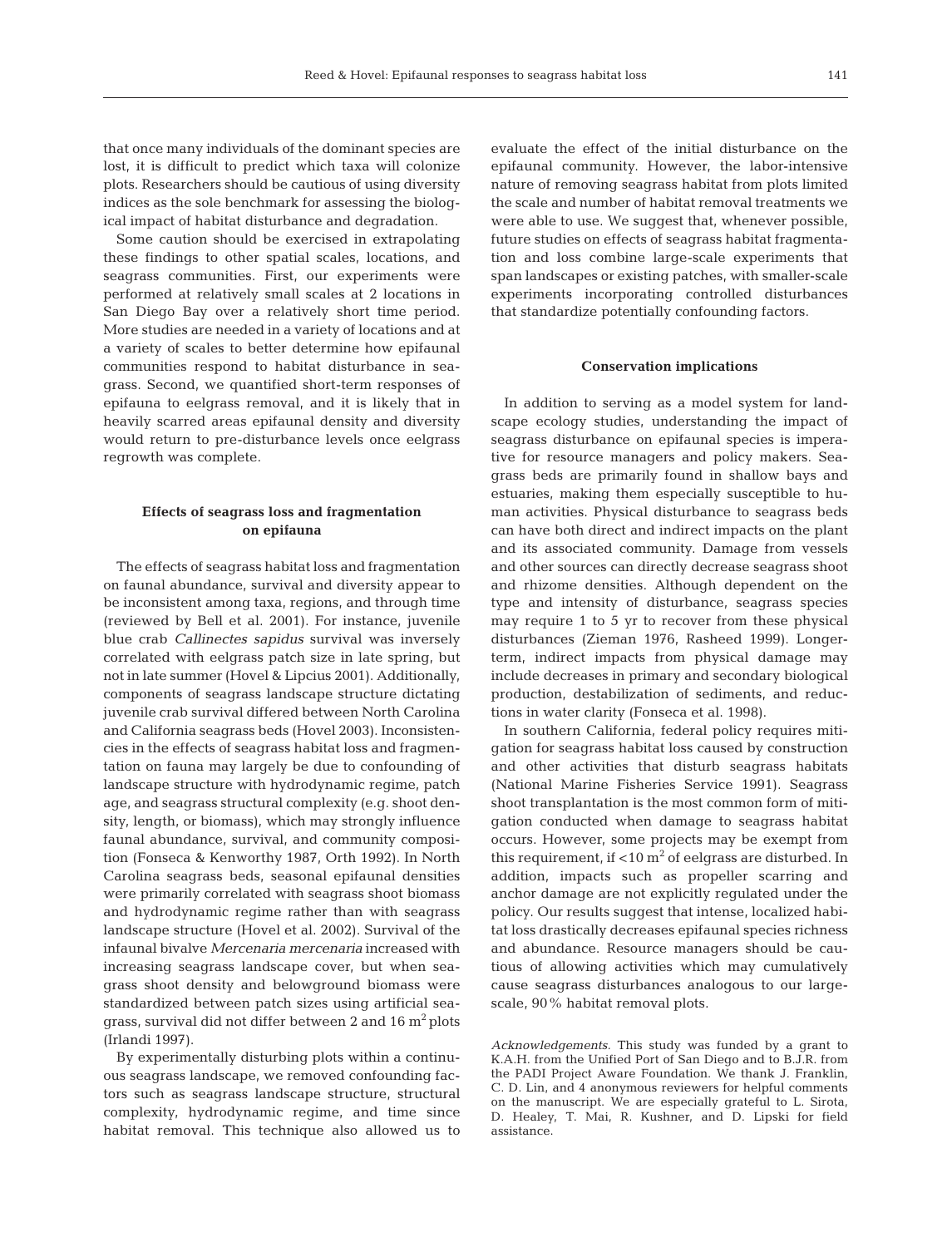that once many individuals of the dominant species are lost, it is difficult to predict which taxa will colonize plots. Researchers should be cautious of using diversity indices as the sole benchmark for assessing the biological impact of habitat disturbance and degradation.

Some caution should be exercised in extrapolating these findings to other spatial scales, locations, and seagrass communities. First, our experiments were performed at relatively small scales at 2 locations in San Diego Bay over a relatively short time period. More studies are needed in a variety of locations and at a variety of scales to better determine how epifaunal communities respond to habitat disturbance in seagrass. Second, we quantified short-term responses of epifauna to eelgrass removal, and it is likely that in heavily scarred areas epifaunal density and diversity would return to pre-disturbance levels once eelgrass regrowth was complete.

### Effects of seagrass loss and fragmentation on epifauna

The effects of seagrass habitat loss and fragmentation on faunal abundance, survival and diversity appear to be inconsistent among taxa, regions, and through time (reviewed by Bell et al. 2001). For instance, juvenile blue crab *Callinectes sapidus* survival was inversely correlated with eelgrass patch size in late spring, but not in late summer (Hovel & Lipcius 2001). Additionally, components of seagrass landscape structure dictating juvenile crab survival differed between North Carolina and California seagrass beds (Hovel 2003). Inconsistencies in the effects of seagrass habitat loss and fragmentation on fauna may largely be due to confounding of landscape structure with hydrodynamic regime, patch age, and seagrass structural complexity (e.g. shoot density, length, or biomass), which may strongly influence faunal abundance, survival, and community composition (Fonseca & Kenworthy 1987, Orth 1992). In North Carolina seagrass beds, seasonal epifaunal densities were primarily correlated with seagrass shoot biomass and hydrodynamic regime rather than with seagrass landscape structure (Hovel et al. 2002). Survival of the infaunal bivalve *Mercenaria mercenaria* increased with increasing seagrass landscape cover, but when seagrass shoot density and belowground biomass were standardized between patch sizes using artificial seagrass, survival did not differ between 2 and 16 $m^2$ plots (Irlandi 1997).

By experimentally disturbing plots within a continuous seagrass landscape, we removed confounding factors such as seagrass landscape structure, structural complexity, hydrodynamic regime, and time since habitat removal. This technique also allowed us to evaluate the effect of the initial disturbance on the epifaunal community. However, the labor-intensive nature of removing seagrass habitat from plots limited the scale and number of habitat removal treatments we were able to use. We suggest that, whenever possible, future studies on effects of seagrass habitat fragmentation and loss combine large-scale experiments that span landscapes or existing patches, with smaller-scale experiments incorporating controlled disturbances that standardize potentially confounding factors.

### Conservation implications

In addition to serving as a model system for landscape ecology studies, understanding the impact of seagrass disturbance on epifaunal species is imperative for resource managers and policy makers. Seagrass beds are primarily found in shallow bays and estuaries, making them especially susceptible to human activities. Physical disturbance to seagrass beds can have both direct and indirect impacts on the plant and its associated community. Damage from vessels and other sources can directly decrease seagrass shoot and rhizome densities. Although dependent on the type and intensity of disturbance, seagrass species may require 1 to 5 yr to recover from these physical disturbances (Zieman 1976, Rasheed 1999). Longer-term, indirect impacts from physical damage may include decreases in primary and secondary biological production, destabilization of sediments, and reductions in water clarity (Fonseca et al. 1998).

In southern California, federal policy requires mitigation for seagrass habitat loss caused by construction and other activities that disturb seagrass habitats (National Marine Fisheries Service 1991). Seagrass shoot transplantation is the most common form of mitigation conducted when damage to seagrass habitat occurs. However, some projects may be exempt from this requirement, if $<10$ $m^2$ of eelgrass are disturbed. In addition, impacts such as propeller scarring and anchor damage are not explicitly regulated under the policy. Our results suggest that intense, localized habitat loss drastically decreases epifaunal species richness and abundance. Resource managers should be cautious of allowing activities which may cumulatively cause seagrass disturbances analogous to our large-scale, 90% habitat removal plots.

*Acknowledgements.* This study was funded by a grant to K.A.H. from the Unified Port of San Diego and to B.J.R. from the PADI Project Aware Foundation. We thank J. Franklin, C. D. Lin, and 4 anonymous reviewers for helpful comments on the manuscript. We are especially grateful to L. Sirota, D. Healey, T. Mai, R. Kushner, and D. Lipski for field assistance.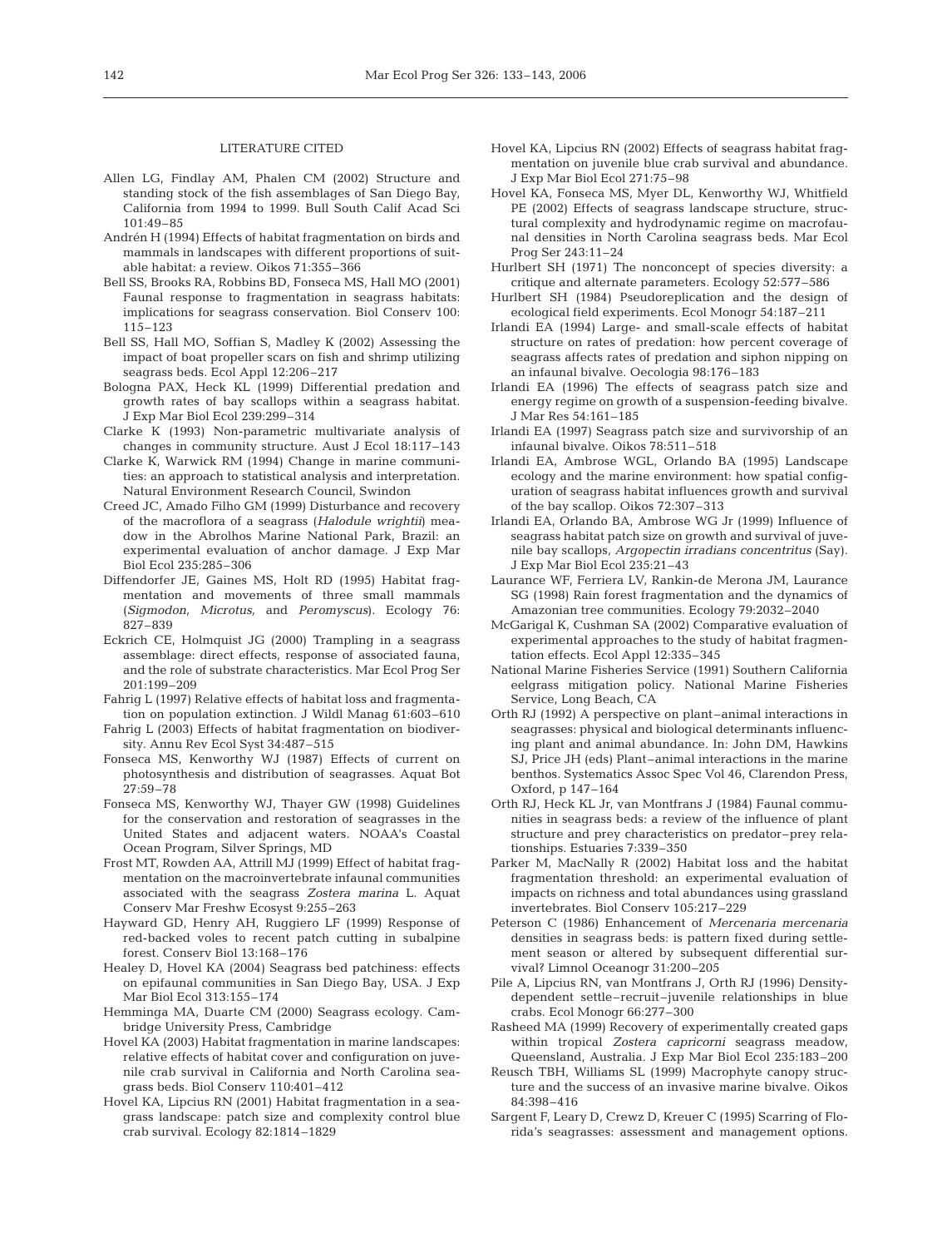## LITERATURE CITED

Allen LG, Findlay AM, Phalen CM (2002) Structure and standing stock of the fish assemblages of San Diego Bay, California from 1994 to 1999. Bull South Calif Acad Sci 101:49–85

Andrén H (1994) Effects of habitat fragmentation on birds and mammals in landscapes with different proportions of suitable habitat: a review. Oikos 71:355–366

Bell SS, Brooks RA, Robbins BD, Fonseca MS, Hall MO (2001) Faunal response to fragmentation in seagrass habitats: implications for seagrass conservation. Biol Conserv 100: 115–123

Bell SS, Hall MO, Soffian S, Madley K (2002) Assessing the impact of boat propeller scars on fish and shrimp utilizing seagrass beds. Ecol Appl 12:206–217

Bologna PAX, Heck KL (1999) Differential predation and growth rates of bay scallops within a seagrass habitat. J Exp Mar Biol Ecol 239:299–314

Clarke K (1993) Non-parametric multivariate analysis of changes in community structure. Aust J Ecol 18:117–143

Clarke K, Warwick RM (1994) Change in marine communities: an approach to statistical analysis and interpretation. Natural Environment Research Council, Swindon

Creed JC, Amado Filho GM (1999) Disturbance and recovery of the macroflora of a seagrass (*Halodule wrightii*) meadow in the Abrolhos Marine National Park, Brazil: an experimental evaluation of anchor damage. J Exp Mar Biol Ecol 235:285–306

Diffendorfer JE, Gaines MS, Holt RD (1995) Habitat fragmentation and movements of three small mammals (*Sigmodon*, *Microtus*, and *Peromyscus*). Ecology 76: 827–839

Eckrich CE, Holmquist JG (2000) Trampling in a seagrass assemblage: direct effects, response of associated fauna, and the role of substrate characteristics. Mar Ecol Prog Ser 201:199–209

Fahrig L (1997) Relative effects of habitat loss and fragmentation on population extinction. J Wildl Manag 61:603–610

Fahrig L (2003) Effects of habitat fragmentation on biodiversity. Annu Rev Ecol Syst 34:487–515

Fonseca MS, Kenworthy WJ (1987) Effects of current on photosynthesis and distribution of seagrasses. Aquat Bot 27:59–78

Fonseca MS, Kenworthy WJ, Thayer GW (1998) Guidelines for the conservation and restoration of seagrasses in the United States and adjacent waters. NOAA's Coastal Ocean Program, Silver Springs, MD

Frost MT, Rowden AA, Attrill MJ (1999) Effect of habitat fragmentation on the macroinvertebrate infaunal communities associated with the seagrass *Zostera marina* L. Aquat Conserv Mar Freshw Ecosyst 9:255–263

Hayward GD, Henry AH, Ruggiero LF (1999) Response of red-backed voles to recent patch cutting in subalpine forest. Conserv Biol 13:168–176

Healey D, Hovel KA (2004) Seagrass bed patchiness: effects on epifaunal communities in San Diego Bay, USA. J Exp Mar Biol Ecol 313:155–174

Hemminga MA, Duarte CM (2000) Seagrass ecology. Cambridge University Press, Cambridge

Hovel KA (2003) Habitat fragmentation in marine landscapes: relative effects of habitat cover and configuration on juvenile crab survival in California and North Carolina seagrass beds. Biol Conserv 110:401–412

Hovel KA, Lipcius RN (2001) Habitat fragmentation in a seagrass landscape: patch size and complexity control blue crab survival. Ecology 82:1814–1829

Hovel KA, Lipcius RN (2002) Effects of seagrass habitat fragmentation on juvenile blue crab survival and abundance. J Exp Mar Biol Ecol 271:75–98

Hovel KA, Fonseca MS, Myer DL, Kenworthy WJ, Whitfield PE (2002) Effects of seagrass landscape structure, structural complexity and hydrodynamic regime on macrofaunal densities in North Carolina seagrass beds. Mar Ecol Prog Ser 243:11–24

Hurlbert SH (1971) The nonconcept of species diversity: a critique and alternate parameters. Ecology 52:577–586

Hurlbert SH (1984) Pseudoreplication and the design of ecological field experiments. Ecol Monogr 54:187–211

Irlandi EA (1994) Large- and small-scale effects of habitat structure on rates of predation: how percent coverage of seagrass affects rates of predation and siphon nipping on an infaunal bivalve. Oecologia 98:176–183

Irlandi EA (1996) The effects of seagrass patch size and energy regime on growth of a suspension-feeding bivalve. J Mar Res 54:161–185

Irlandi EA (1997) Seagrass patch size and survivorship of an infaunal bivalve. Oikos 78:511–518

Irlandi EA, Ambrose WGL, Orlando BA (1995) Landscape ecology and the marine environment: how spatial configuration of seagrass habitat influences growth and survival of the bay scallop. Oikos 72:307–313

Irlandi EA, Orlando BA, Ambrose WG Jr (1999) Influence of seagrass habitat patch size on growth and survival of juvenile bay scallops, *Argopectin irradians concentritus* (Say). J Exp Mar Biol Ecol 235:21–43

Laurance WF, Ferriera LV, Rankin-de Merona JM, Laurance SG (1998) Rain forest fragmentation and the dynamics of Amazonian tree communities. Ecology 79:2032–2040

McGarigal K, Cushman SA (2002) Comparative evaluation of experimental approaches to the study of habitat fragmentation effects. Ecol Appl 12:335–345

National Marine Fisheries Service (1991) Southern California eelgrass mitigation policy. National Marine Fisheries Service, Long Beach, CA

Orth RJ (1992) A perspective on plant–animal interactions in seagrasses: physical and biological determinants influencing plant and animal abundance. In: John DM, Hawkins SJ, Price JH (eds) Plant–animal interactions in the marine benthos. Systematics Assoc Spec Vol 46, Clarendon Press, Oxford, p 147–164

Orth RJ, Heck KL Jr, van Montfrans J (1984) Faunal communities in seagrass beds: a review of the influence of plant structure and prey characteristics on predator–prey relationships. Estuaries 7:339–350

Parker M, MacNally R (2002) Habitat loss and the habitat fragmentation threshold: an experimental evaluation of impacts on richness and total abundances using grassland invertebrates. Biol Conserv 105:217–229

Peterson C (1986) Enhancement of *Mercenaria mercenaria* densities in seagrass beds: is pattern fixed during settlement season or altered by subsequent differential survival? Limnol Oceanogr 31:200–205

Pile A, Lipcius RN, van Montfrans J, Orth RJ (1996) Density-dependent settle–recruit–juvenile relationships in blue crabs. Ecol Monogr 66:277–300

Rasheed MA (1999) Recovery of experimentally created gaps within tropical *Zostera capricorni* seagrass meadow, Queensland, Australia. J Exp Mar Biol Ecol 235:183–200

Reusch TBH, Williams SL (1999) Macrophyte canopy structure and the success of an invasive marine bivalve. Oikos 84:398–416

Sargent F, Leary D, Crewz D, Kreuer C (1995) Scarring of Florida's seagrasses: assessment and management options.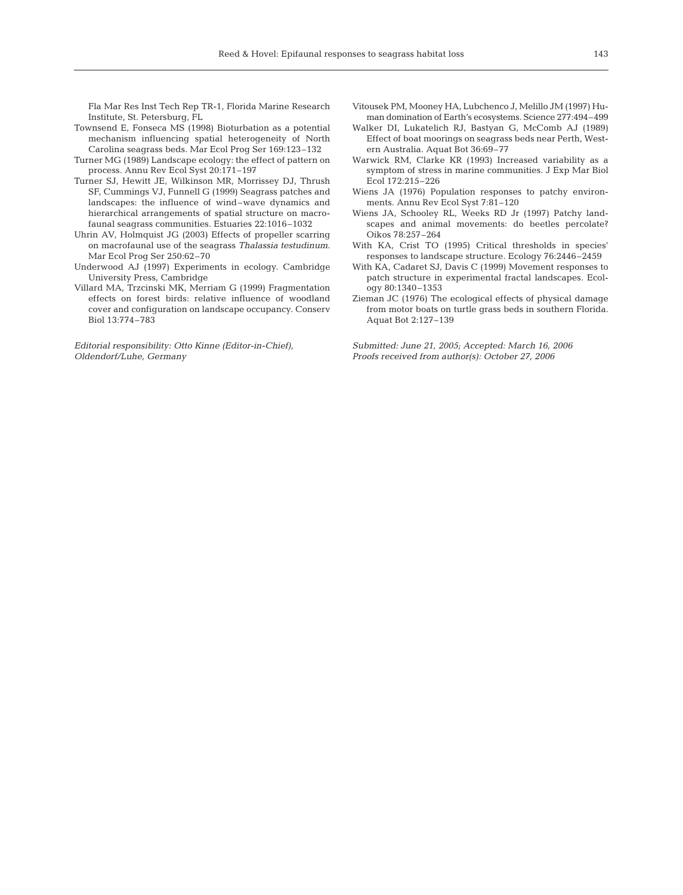Fla Mar Res Inst Tech Rep TR-1, Florida Marine Research Institute, St. Petersburg, FL

Townsend E, Fonseca MS (1998) Bioturbation as a potential mechanism influencing spatial heterogeneity of North Carolina seagrass beds. Mar Ecol Prog Ser 169:123–132

Turner MG (1989) Landscape ecology: the effect of pattern on process. Annu Rev Ecol Syst 20:171–197

Turner SJ, Hewitt JE, Wilkinson MR, Morrissey DJ, Thrush SF, Cummings VJ, Funnell G (1999) Seagrass patches and landscapes: the influence of wind–wave dynamics and hierarchical arrangements of spatial structure on macrofaunal seagrass communities. Estuaries 22:1016–1032

Uhrin AV, Holmquist JG (2003) Effects of propeller scarring on macrofaunal use of the seagrass *Thalassia testudinum*. Mar Ecol Prog Ser 250:62–70

Underwood AJ (1997) Experiments in ecology. Cambridge University Press, Cambridge

Villard MA, Trzcinski MK, Merriam G (1999) Fragmentation effects on forest birds: relative influence of woodland cover and configuration on landscape occupancy. Conserv Biol 13:774–783

Vitousek PM, Mooney HA, Lubchenco J, Melillo JM (1997) Human domination of Earth's ecosystems. Science 277:494–499

Walker DI, Lukatelich RJ, Bastyan G, McComb AJ (1989) Effect of boat moorings on seagrass beds near Perth, Western Australia. Aquat Bot 36:69–77

Warwick RM, Clarke KR (1993) Increased variability as a symptom of stress in marine communities. J Exp Mar Biol Ecol 172:215–226

Wiens JA (1976) Population responses to patchy environments. Annu Rev Ecol Syst 7:81–120

Wiens JA, Schooley RL, Weeks RD Jr (1997) Patchy landscapes and animal movements: do beetles percolate? Oikos 78:257–264

With KA, Crist TO (1995) Critical thresholds in species' responses to landscape structure. Ecology 76:2446–2459

With KA, Cadaret SJ, Davis C (1999) Movement responses to patch structure in experimental fractal landscapes. Ecology 80:1340–1353

Zieman JC (1976) The ecological effects of physical damage from motor boats on turtle grass beds in southern Florida. Aquat Bot 2:127–139

*Editorial responsibility: Otto Kinne (Editor-in-Chief), Oldendorf/Luhe, Germany*

*Submitted: June 21, 2005; Accepted: March 16, 2006*
*Proofs received from author(s): October 27, 2006*